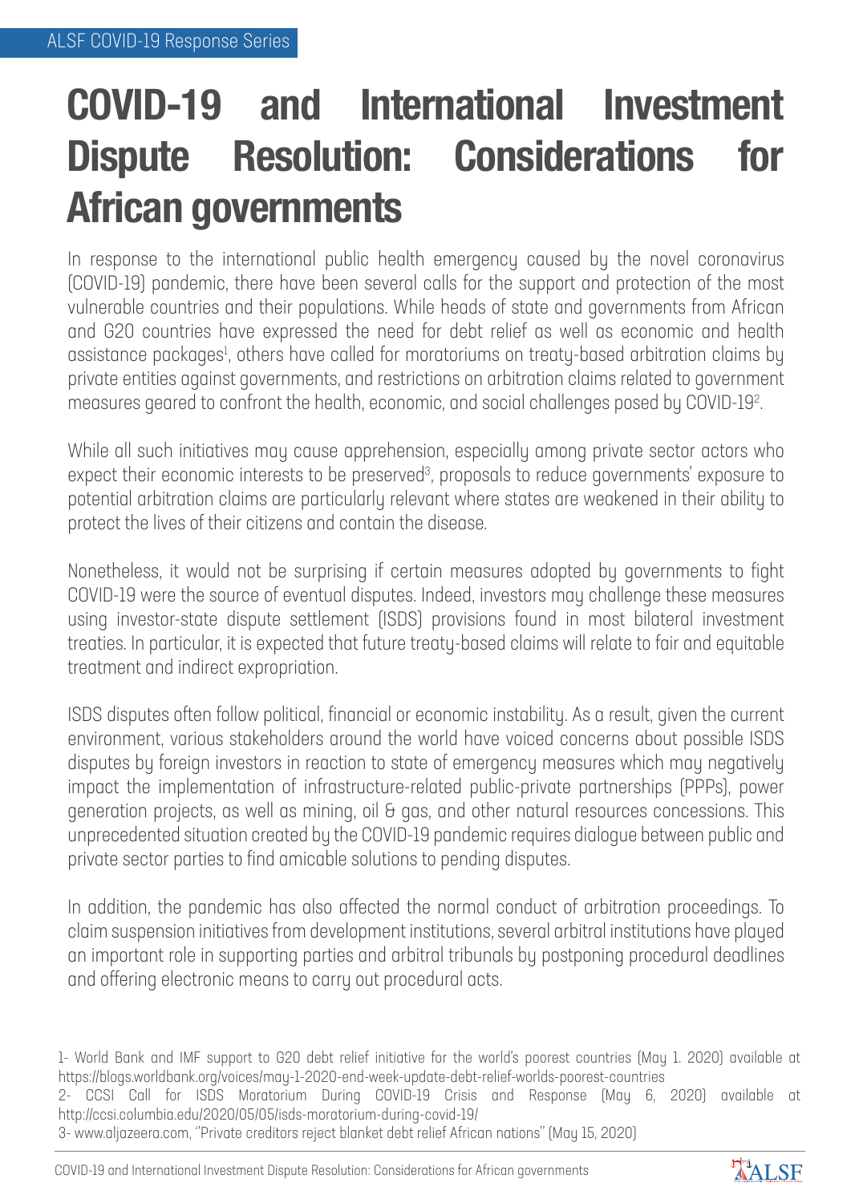ALSF COVID-19 Response Series

# COVID-19 and International Investment Dispute Resolution: Considerations for African governments

In response to the international public health emergency caused by the novel coronavirus (COVID-19) pandemic, there have been several calls for the support and protection of the most vulnerable countries and their populations. While heads of state and governments from African and G20 countries have expressed the need for debt relief as well as economic and health assistance packages[1], others have called for moratoriums on treaty-based arbitration claims by private entities against governments, and restrictions on arbitration claims related to government measures geared to confront the health, economic, and social challenges posed by COVID-19[2].

While all such initiatives may cause apprehension, especially among private sector actors who expect their economic interests to be preserved[3], proposals to reduce governments' exposure to potential arbitration claims are particularly relevant where states are weakened in their ability to protect the lives of their citizens and contain the disease.

Nonetheless, it would not be surprising if certain measures adopted by governments to fight COVID-19 were the source of eventual disputes. Indeed, investors may challenge these measures using investor-state dispute settlement (ISDS) provisions found in most bilateral investment treaties. In particular, it is expected that future treaty-based claims will relate to fair and equitable treatment and indirect expropriation.

ISDS disputes often follow political, financial or economic instability. As a result, given the current environment, various stakeholders around the world have voiced concerns about possible ISDS disputes by foreign investors in reaction to state of emergency measures which may negatively impact the implementation of infrastructure-related public-private partnerships (PPPs), power generation projects, as well as mining, oil & gas, and other natural resources concessions. This unprecedented situation created by the COVID-19 pandemic requires dialogue between public and private sector parties to find amicable solutions to pending disputes.

In addition, the pandemic has also affected the normal conduct of arbitration proceedings. To claim suspension initiatives from development institutions, several arbitral institutions have played an important role in supporting parties and arbitral tribunals by postponing procedural deadlines and offering electronic means to carry out procedural acts.

1- World Bank and IMF support to G20 debt relief initiative for the world's poorest countries (May 1. 2020) available at https://blogs.worldbank.org/voices/may-1-2020-end-week-update-debt-relief-worlds-poorest-countries

2- CCSI Call for ISDS Moratorium During COVID-19 Crisis and Response (May 6, 2020) available at http://ccsi.columbia.edu/2020/05/05/isds-moratorium-during-covid-19/

3- www.aljazeera.com, "Private creditors reject blanket debt relief African nations" (May 15, 2020)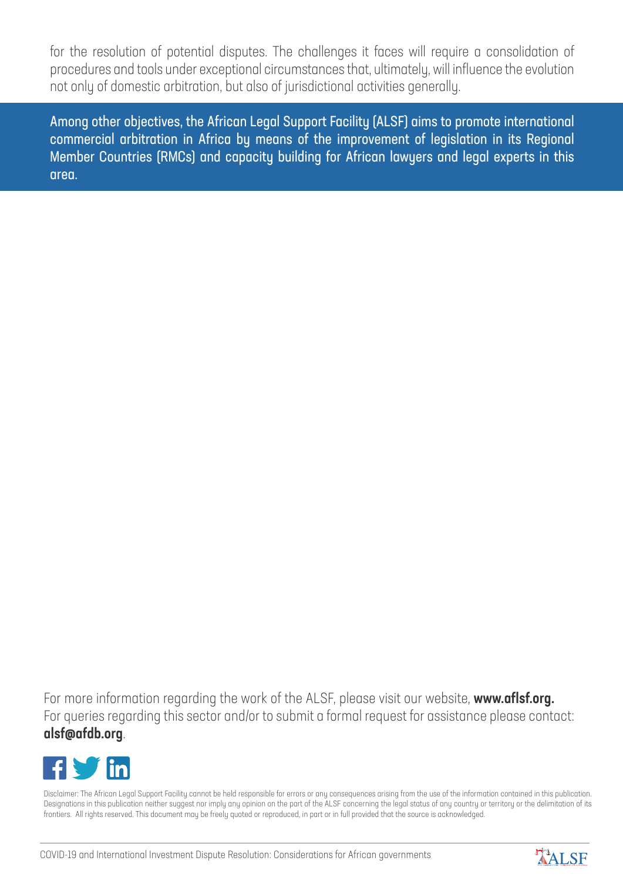for the resolution of potential disputes. The challenges it faces will require a consolidation of procedures and tools under exceptional circumstances that, ultimately, will influence the evolution not only of domestic arbitration, but also of jurisdictional activities generally.

Among other objectives, the African Legal Support Facility (ALSF) aims to promote international commercial arbitration in Africa by means of the improvement of legislation in its Regional Member Countries (RMCs) and capacity building for African lawyers and legal experts in this area.

For more information regarding the work of the ALSF, please visit our website, **www.aflsf.org.**
For queries regarding this sector and/or to submit a formal request for assistance please contact: **alsf@afdb.org**.

Disclaimer: The African Legal Support Facility cannot be held responsible for errors or any consequences arising from the use of the information contained in this publication. Designations in this publication neither suggest nor imply any opinion on the part of the ALSF concerning the legal status of any country or territory or the delimitation of its frontiers. All rights reserved. This document may be freely quoted or reproduced, in part or in full provided that the source is acknowledged.